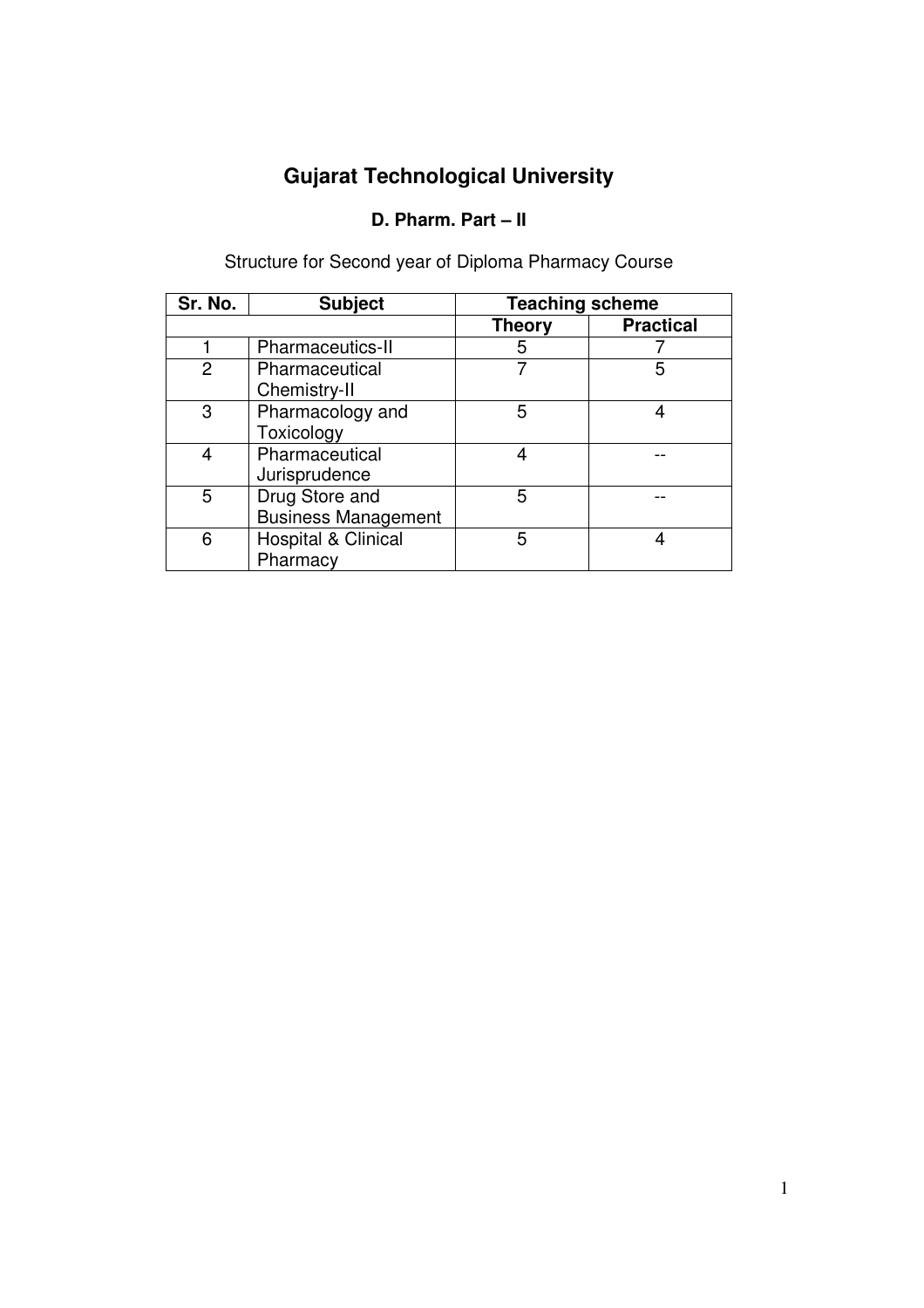# Gujarat Technological University

## D. Pharm. Part – II

Structure for Second year of Diploma Pharmacy Course

| Sr. No. | Subject | Teaching scheme | |
|---|---|---|---|
| | | Theory | Practical |
| 1 | Pharmaceutics-II | 5 | 7 |
| 2 | Pharmaceutical Chemistry-II | 7 | 5 |
| 3 | Pharmacology and Toxicology | 5 | 4 |
| 4 | Pharmaceutical Jurisprudence | 4 | -- |
| 5 | Drug Store and Business Management | 5 | -- |
| 6 | Hospital & Clinical Pharmacy | 5 | 4 |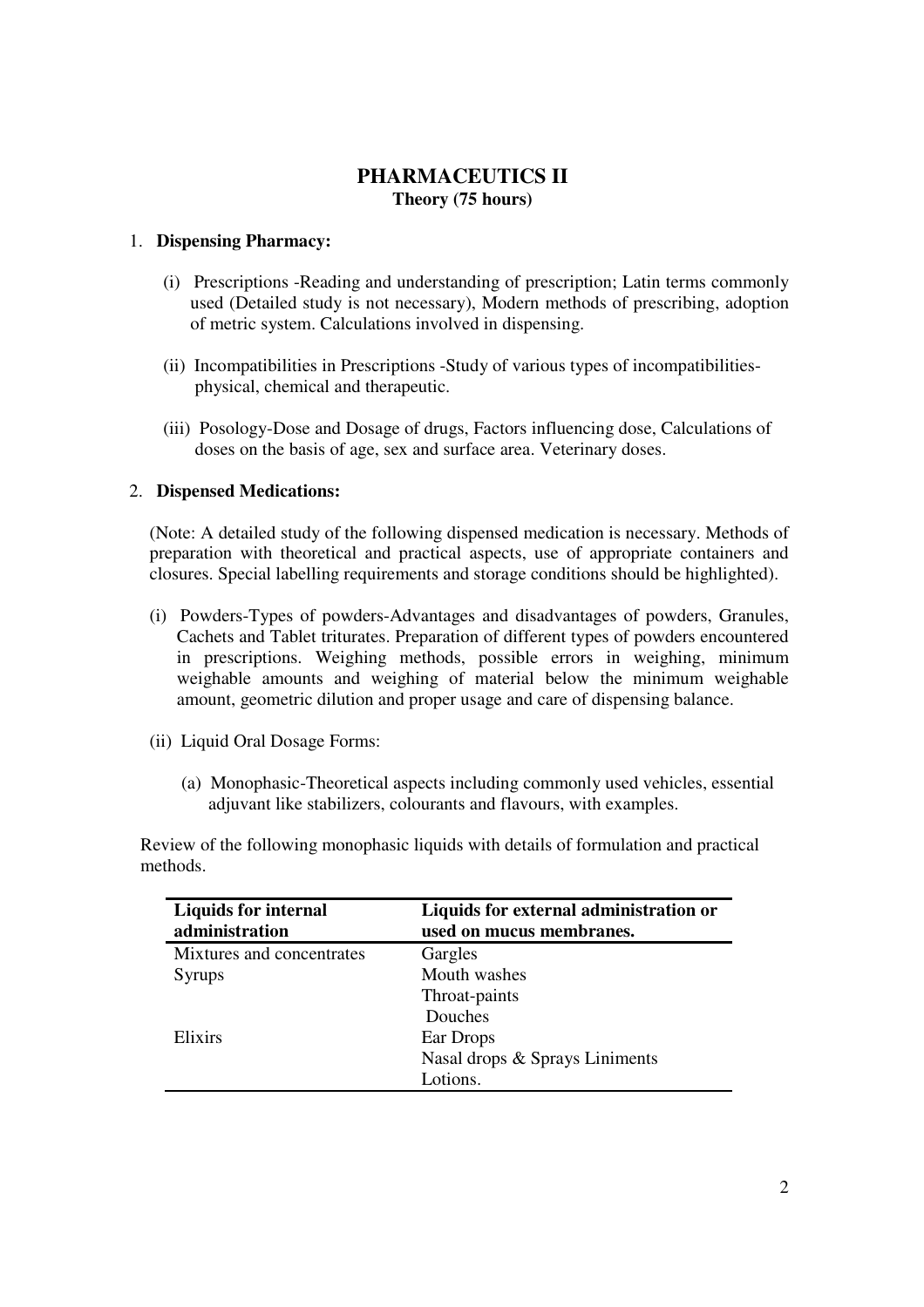# PHARMACEUTICS II

**Theory (75 hours)**

1. **Dispensing Pharmacy:**

   (i) Prescriptions -Reading and understanding of prescription; Latin terms commonly used (Detailed study is not necessary), Modern methods of prescribing, adoption of metric system. Calculations involved in dispensing.

   (ii) Incompatibilities in Prescriptions -Study of various types of incompatibilities- physical, chemical and therapeutic.

   (iii) Posology-Dose and Dosage of drugs, Factors influencing dose, Calculations of doses on the basis of age, sex and surface area. Veterinary doses.

2. **Dispensed Medications:**

   (Note: A detailed study of the following dispensed medication is necessary. Methods of preparation with theoretical and practical aspects, use of appropriate containers and closures. Special labelling requirements and storage conditions should be highlighted).

   (i) Powders-Types of powders-Advantages and disadvantages of powders, Granules, Cachets and Tablet triturates. Preparation of different types of powders encountered in prescriptions. Weighing methods, possible errors in weighing, minimum weighable amounts and weighing of material below the minimum weighable amount, geometric dilution and proper usage and care of dispensing balance.

   (ii) Liquid Oral Dosage Forms:

   (a) Monophasic-Theoretical aspects including commonly used vehicles, essential adjuvant like stabilizers, colourants and flavours, with examples.

   Review of the following monophasic liquids with details of formulation and practical methods.

| **Liquids for internal administration** | **Liquids for external administration or used on mucus membranes.** |
|---|---|
| Mixtures and concentrates | Gargles |
| Syrups | Mouth washes |
| | Throat-paints |
| | Douches |
| Elixirs | Ear Drops |
| | Nasal drops & Sprays Liniments |
| | Lotions. |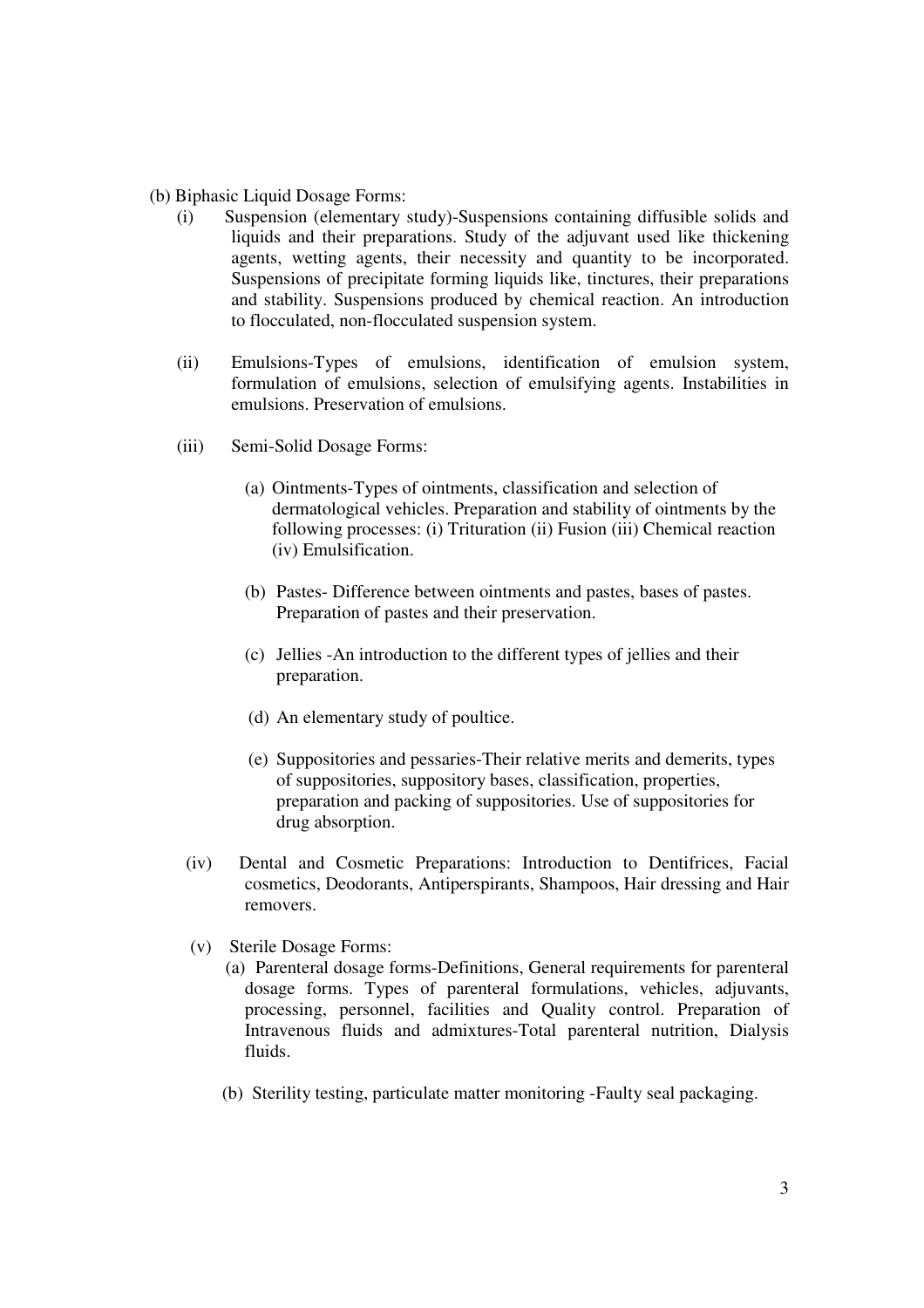(b) Biphasic Liquid Dosage Forms:

(i) Suspension (elementary study)-Suspensions containing diffusible solids and liquids and their preparations. Study of the adjuvant used like thickening agents, wetting agents, their necessity and quantity to be incorporated. Suspensions of precipitate forming liquids like, tinctures, their preparations and stability. Suspensions produced by chemical reaction. An introduction to flocculated, non-flocculated suspension system.

(ii) Emulsions-Types of emulsions, identification of emulsion system, formulation of emulsions, selection of emulsifying agents. Instabilities in emulsions. Preservation of emulsions.

(iii) Semi-Solid Dosage Forms:

(a) Ointments-Types of ointments, classification and selection of dermatological vehicles. Preparation and stability of ointments by the following processes: (i) Trituration (ii) Fusion (iii) Chemical reaction (iv) Emulsification.

(b) Pastes- Difference between ointments and pastes, bases of pastes. Preparation of pastes and their preservation.

(c) Jellies -An introduction to the different types of jellies and their preparation.

(d) An elementary study of poultice.

(e) Suppositories and pessaries-Their relative merits and demerits, types of suppositories, suppository bases, classification, properties, preparation and packing of suppositories. Use of suppositories for drug absorption.

(iv) Dental and Cosmetic Preparations: Introduction to Dentifrices, Facial cosmetics, Deodorants, Antiperspirants, Shampoos, Hair dressing and Hair removers.

(v) Sterile Dosage Forms:

(a) Parenteral dosage forms-Definitions, General requirements for parenteral dosage forms. Types of parenteral formulations, vehicles, adjuvants, processing, personnel, facilities and Quality control. Preparation of Intravenous fluids and admixtures-Total parenteral nutrition, Dialysis fluids.

(b) Sterility testing, particulate matter monitoring -Faulty seal packaging.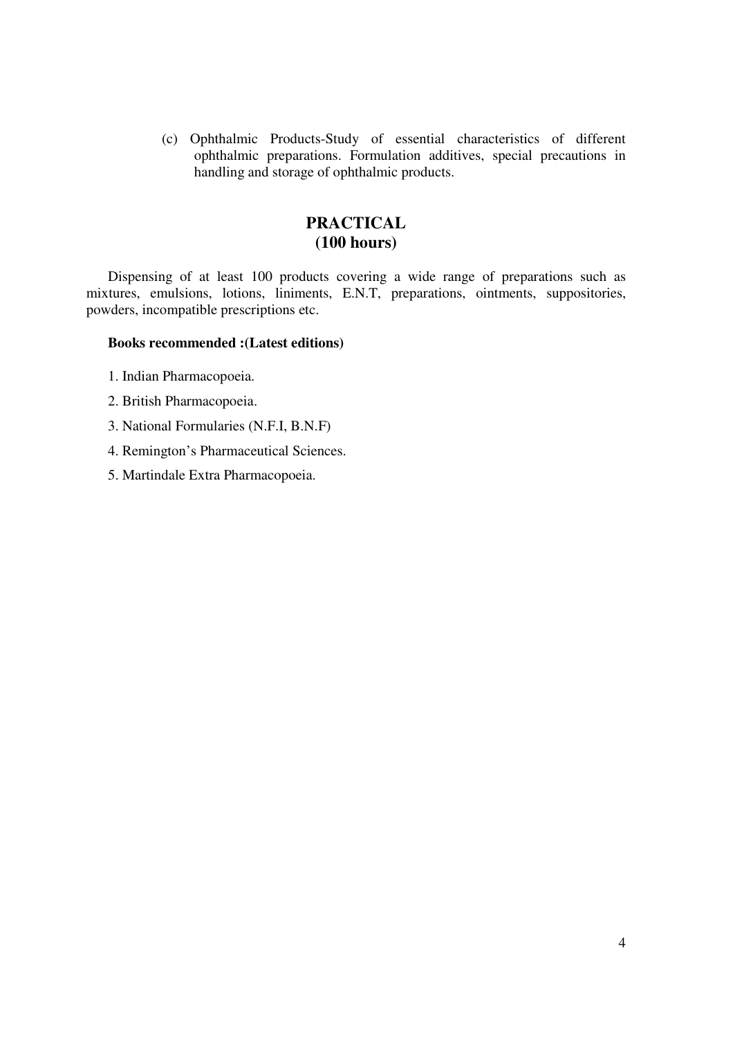(c) Ophthalmic Products-Study of essential characteristics of different ophthalmic preparations. Formulation additives, special precautions in handling and storage of ophthalmic products.

## PRACTICAL
## (100 hours)

Dispensing of at least 100 products covering a wide range of preparations such as mixtures, emulsions, lotions, liniments, E.N.T, preparations, ointments, suppositories, powders, incompatible prescriptions etc.

**Books recommended :(Latest editions)**

1. Indian Pharmacopoeia.
2. British Pharmacopoeia.
3. National Formularies (N.F.I, B.N.F)
4. Remington's Pharmaceutical Sciences.
5. Martindale Extra Pharmacopoeia.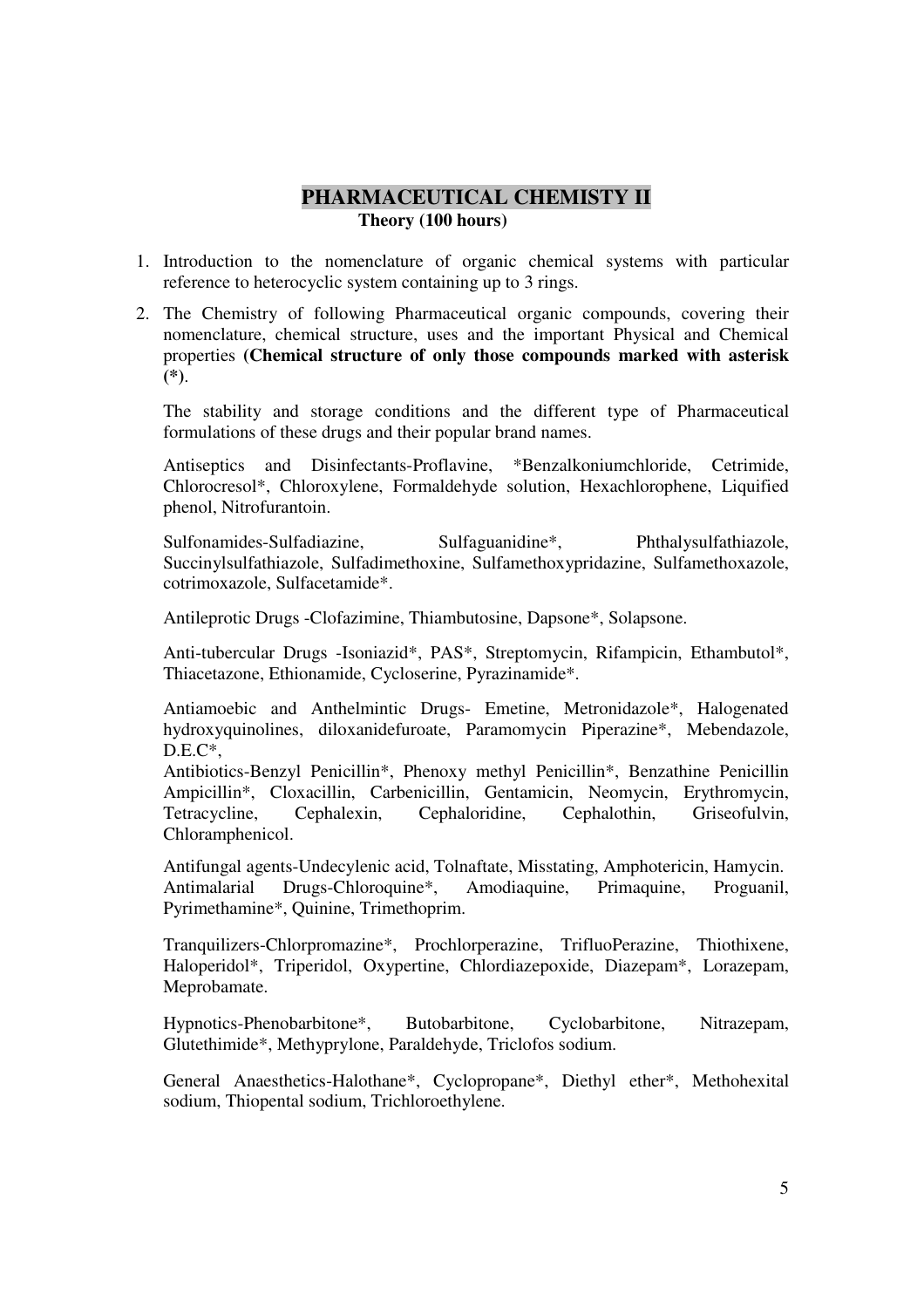# PHARMACEUTICAL CHEMISTY II

**Theory (100 hours)**

1. Introduction to the nomenclature of organic chemical systems with particular reference to heterocyclic system containing up to 3 rings.
2. The Chemistry of following Pharmaceutical organic compounds, covering their nomenclature, chemical structure, uses and the important Physical and Chemical properties **(Chemical structure of only those compounds marked with asterisk (*)**.

   The stability and storage conditions and the different type of Pharmaceutical formulations of these drugs and their popular brand names.

   Antiseptics and Disinfectants-Proflavine, *Benzalkoniumchloride, Cetrimide, Chlorocresol*, Chloroxylene, Formaldehyde solution, Hexachlorophene, Liquified phenol, Nitrofurantoin.

   Sulfonamides-Sulfadiazine, Sulfaguanidine*, Phthalysulfathiazole, Succinylsulfathiazole, Sulfadimethoxine, Sulfamethoxypridazine, Sulfamethoxazole, cotrimoxazole, Sulfacetamide*.

   Antileprotic Drugs -Clofazimine, Thiambutosine, Dapsone*, Solapsone.

   Anti-tubercular Drugs -Isoniazid*, PAS*, Streptomycin, Rifampicin, Ethambutol*, Thiacetazone, Ethionamide, Cycloserine, Pyrazinamide*.

   Antiamoebic and Anthelmintic Drugs- Emetine, Metronidazole*, Halogenated hydroxyquinolines, diloxanidefuroate, Paramomycin Piperazine*, Mebendazole, D.E.C*,
   Antibiotics-Benzyl Penicillin*, Phenoxy methyl Penicillin*, Benzathine Penicillin Ampicillin*, Cloxacillin, Carbenicillin, Gentamicin, Neomycin, Erythromycin, Tetracycline, Cephalexin, Cephaloridine, Cephalothin, Griseofulvin, Chloramphenicol.

   Antifungal agents-Undecylenic acid, Tolnaftate, Misstating, Amphotericin, Hamycin.
   Antimalarial Drugs-Chloroquine*, Amodiaquine, Primaquine, Proguanil, Pyrimethamine*, Quinine, Trimethoprim.

   Tranquilizers-Chlorpromazine*, Prochlorperazine, TrifluoPerazine, Thiothixene, Haloperidol*, Triperidol, Oxypertine, Chlordiazepoxide, Diazepam*, Lorazepam, Meprobamate.

   Hypnotics-Phenobarbitone*, Butobarbitone, Cyclobarbitone, Nitrazepam, Glutethimide*, Methyprylone, Paraldehyde, Triclofos sodium.

   General Anaesthetics-Halothane*, Cyclopropane*, Diethyl ether*, Methohexital sodium, Thiopental sodium, Trichloroethylene.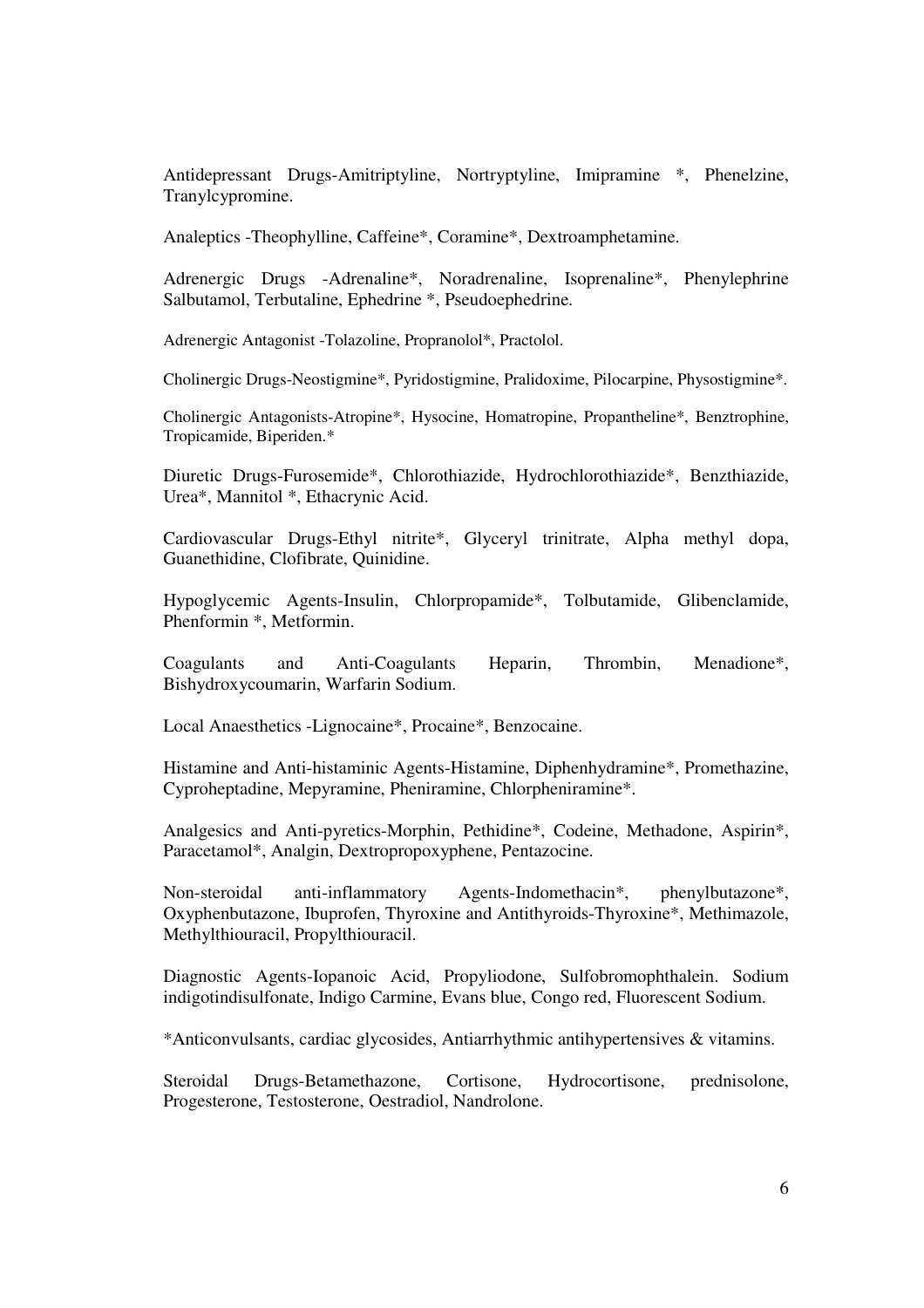Antidepressant Drugs-Amitriptyline, Nortryptyline, Imipramine *, Phenelzine, Tranylcypromine.

Analeptics -Theophylline, Caffeine*, Coramine*, Dextroamphetamine.

Adrenergic Drugs -Adrenaline*, Noradrenaline, Isoprenaline*, Phenylephrine Salbutamol, Terbutaline, Ephedrine *, Pseudoephedrine.

Adrenergic Antagonist -Tolazoline, Propranolol*, Practolol.

Cholinergic Drugs-Neostigmine*, Pyridostigmine, Pralidoxime, Pilocarpine, Physostigmine*.

Cholinergic Antagonists-Atropine*, Hysocine, Homatropine, Propantheline*, Benztrophine, Tropicamide, Biperiden.*

Diuretic Drugs-Furosemide*, Chlorothiazide, Hydrochlorothiazide*, Benzthiazide, Urea*, Mannitol *, Ethacrynic Acid.

Cardiovascular Drugs-Ethyl nitrite*, Glyceryl trinitrate, Alpha methyl dopa, Guanethidine, Clofibrate, Quinidine.

Hypoglycemic Agents-Insulin, Chlorpropamide*, Tolbutamide, Glibenclamide, Phenformin *, Metformin.

Coagulants and Anti-Coagulants Heparin, Thrombin, Menadione*, Bishydroxycoumarin, Warfarin Sodium.

Local Anaesthetics -Lignocaine*, Procaine*, Benzocaine.

Histamine and Anti-histaminic Agents-Histamine, Diphenhydramine*, Promethazine, Cyproheptadine, Mepyramine, Pheniramine, Chlorpheniramine*.

Analgesics and Anti-pyretics-Morphin, Pethidine*, Codeine, Methadone, Aspirin*, Paracetamol*, Analgin, Dextropropoxyphene, Pentazocine.

Non-steroidal anti-inflammatory Agents-Indomethacin*, phenylbutazone*, Oxyphenbutazone, Ibuprofen, Thyroxine and Antithyroids-Thyroxine*, Methimazole, Methylthiouracil, Propylthiouracil.

Diagnostic Agents-Iopanoic Acid, Propyliodone, Sulfobromophthalein. Sodium indigotindisulfonate, Indigo Carmine, Evans blue, Congo red, Fluorescent Sodium.

*Anticonvulsants, cardiac glycosides, Antiarrhythmic antihypertensives & vitamins.

Steroidal Drugs-Betamethazone, Cortisone, Hydrocortisone, prednisolone, Progesterone, Testosterone, Oestradiol, Nandrolone.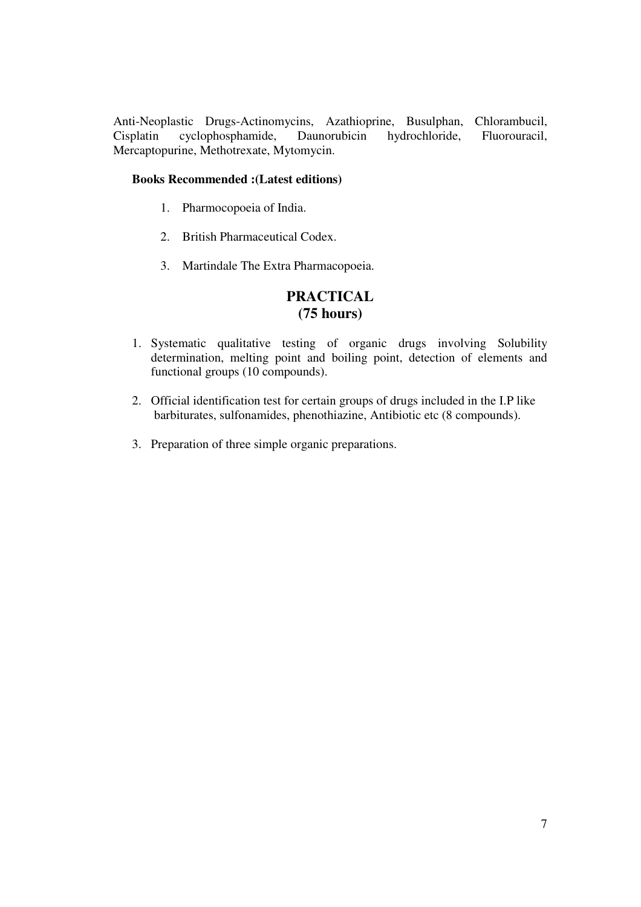Anti-Neoplastic Drugs-Actinomycins, Azathioprine, Busulphan, Chlorambucil, Cisplatin cyclophosphamide, Daunorubicin hydrochloride, Fluorouracil, Mercaptopurine, Methotrexate, Mytomycin.

**Books Recommended :(Latest editions)**

1. Pharmocopoeia of India.
2. British Pharmaceutical Codex.
3. Martindale The Extra Pharmacopoeia.

## PRACTICAL
## (75 hours)

1. Systematic qualitative testing of organic drugs involving Solubility determination, melting point and boiling point, detection of elements and functional groups (10 compounds).
2. Official identification test for certain groups of drugs included in the I.P like barbiturates, sulfonamides, phenothiazine, Antibiotic etc (8 compounds).
3. Preparation of three simple organic preparations.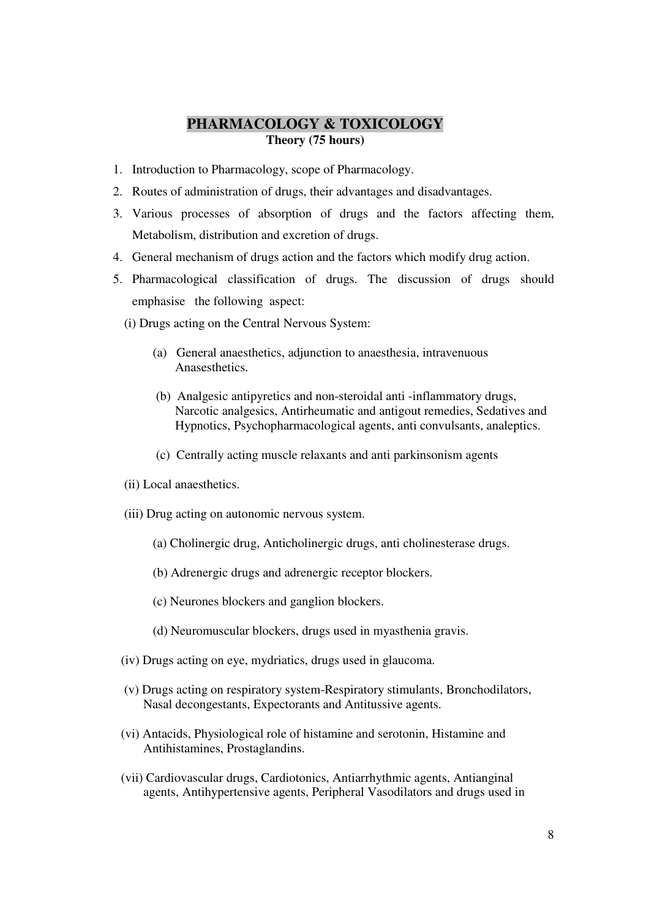# PHARMACOLOGY & TOXICOLOGY

**Theory (75 hours)**

1. Introduction to Pharmacology, scope of Pharmacology.
2. Routes of administration of drugs, their advantages and disadvantages.
3. Various processes of absorption of drugs and the factors affecting them, Metabolism, distribution and excretion of drugs.
4. General mechanism of drugs action and the factors which modify drug action.
5. Pharmacological classification of drugs. The discussion of drugs should emphasise the following aspect:

   (i) Drugs acting on the Central Nervous System:

   (a) General anaesthetics, adjunction to anaesthesia, intravenuous Anasesthetics.

   (b) Analgesic antipyretics and non-steroidal anti -inflammatory drugs, Narcotic analgesics, Antirheumatic and antigout remedies, Sedatives and Hypnotics, Psychopharmacological agents, anti convulsants, analeptics.

   (c) Centrally acting muscle relaxants and anti parkinsonism agents

   (ii) Local anaesthetics.

   (iii) Drug acting on autonomic nervous system.

   (a) Cholinergic drug, Anticholinergic drugs, anti cholinesterase drugs.

   (b) Adrenergic drugs and adrenergic receptor blockers.

   (c) Neurones blockers and ganglion blockers.

   (d) Neuromuscular blockers, drugs used in myasthenia gravis.

   (iv) Drugs acting on eye, mydriatics, drugs used in glaucoma.

   (v) Drugs acting on respiratory system-Respiratory stimulants, Bronchodilators, Nasal decongestants, Expectorants and Antitussive agents.

   (vi) Antacids, Physiological role of histamine and serotonin, Histamine and Antihistamines, Prostaglandins.

   (vii) Cardiovascular drugs, Cardiotonics, Antiarrhythmic agents, Antianginal agents, Antihypertensive agents, Peripheral Vasodilators and drugs used in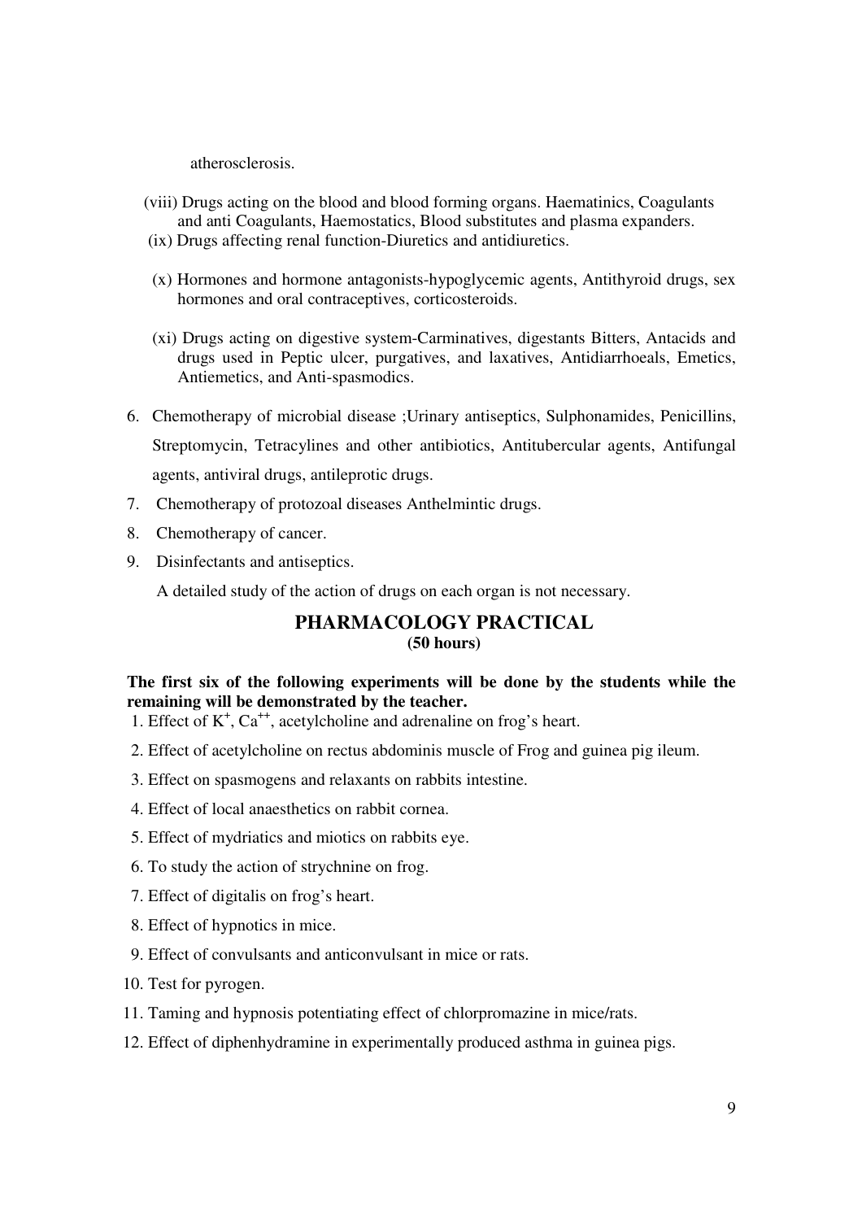atherosclerosis.

(viii) Drugs acting on the blood and blood forming organs. Haematinics, Coagulants and anti Coagulants, Haemostatics, Blood substitutes and plasma expanders.

(ix) Drugs affecting renal function-Diuretics and antidiuretics.

(x) Hormones and hormone antagonists-hypoglycemic agents, Antithyroid drugs, sex hormones and oral contraceptives, corticosteroids.

(xi) Drugs acting on digestive system-Carminatives, digestants Bitters, Antacids and drugs used in Peptic ulcer, purgatives, and laxatives, Antidiarrhoeals, Emetics, Antiemetics, and Anti-spasmodics.

6. Chemotherapy of microbial disease ;Urinary antiseptics, Sulphonamides, Penicillins, Streptomycin, Tetracylines and other antibiotics, Antitubercular agents, Antifungal agents, antiviral drugs, antileprotic drugs.
7. Chemotherapy of protozoal diseases Anthelmintic drugs.
8. Chemotherapy of cancer.
9. Disinfectants and antiseptics.

A detailed study of the action of drugs on each organ is not necessary.

## PHARMACOLOGY PRACTICAL
**(50 hours)**

**The first six of the following experiments will be done by the students while the remaining will be demonstrated by the teacher.**

1. Effect of $K^+$, $Ca^{++}$, acetylcholine and adrenaline on frog's heart.
2. Effect of acetylcholine on rectus abdominis muscle of Frog and guinea pig ileum.
3. Effect on spasmogens and relaxants on rabbits intestine.
4. Effect of local anaesthetics on rabbit cornea.
5. Effect of mydriatics and miotics on rabbits eye.
6. To study the action of strychnine on frog.
7. Effect of digitalis on frog's heart.
8. Effect of hypnotics in mice.
9. Effect of convulsants and anticonvulsant in mice or rats.
10. Test for pyrogen.
11. Taming and hypnosis potentiating effect of chlorpromazine in mice/rats.
12. Effect of diphenhydramine in experimentally produced asthma in guinea pigs.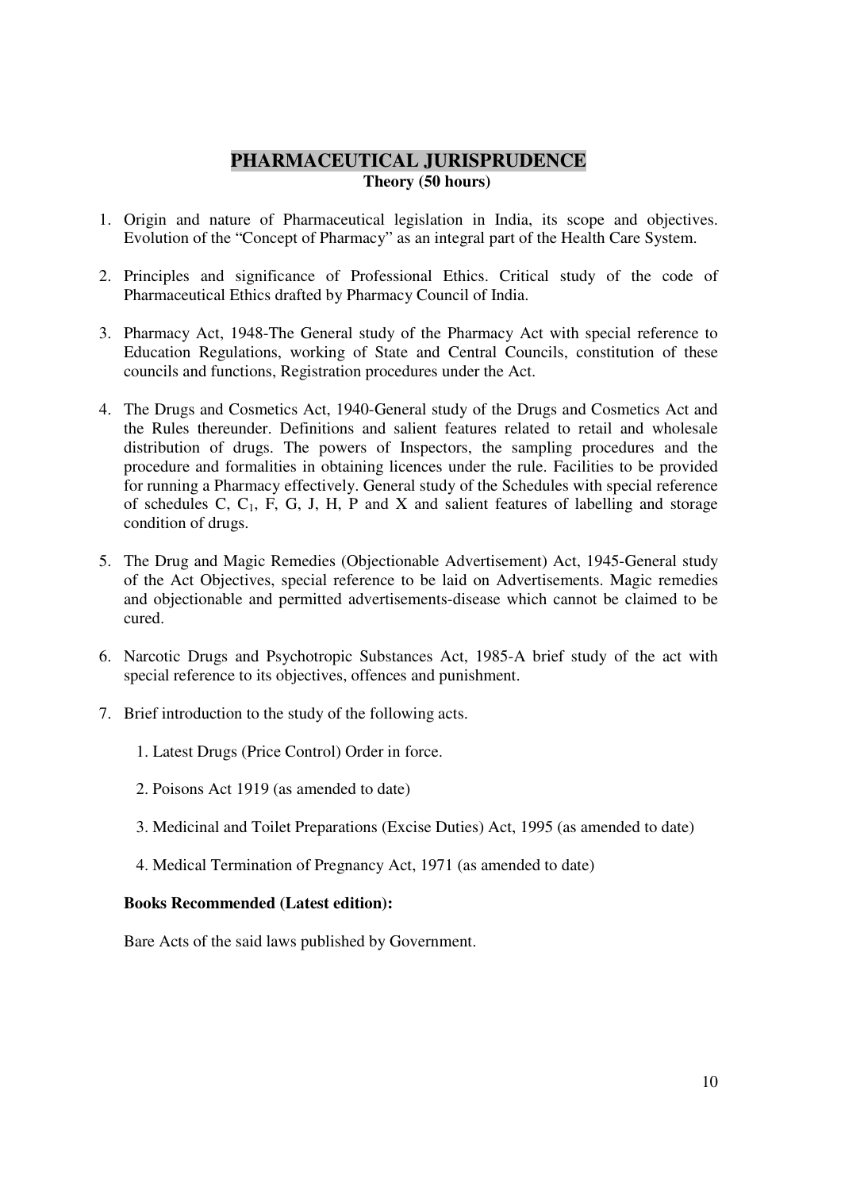# PHARMACEUTICAL JURISPRUDENCE

**Theory (50 hours)**

1. Origin and nature of Pharmaceutical legislation in India, its scope and objectives. Evolution of the "Concept of Pharmacy" as an integral part of the Health Care System.

2. Principles and significance of Professional Ethics. Critical study of the code of Pharmaceutical Ethics drafted by Pharmacy Council of India.

3. Pharmacy Act, 1948-The General study of the Pharmacy Act with special reference to Education Regulations, working of State and Central Councils, constitution of these councils and functions, Registration procedures under the Act.

4. The Drugs and Cosmetics Act, 1940-General study of the Drugs and Cosmetics Act and the Rules thereunder. Definitions and salient features related to retail and wholesale distribution of drugs. The powers of Inspectors, the sampling procedures and the procedure and formalities in obtaining licences under the rule. Facilities to be provided for running a Pharmacy effectively. General study of the Schedules with special reference of schedules C, $C_1$, F, G, J, H, P and X and salient features of labelling and storage condition of drugs.

5. The Drug and Magic Remedies (Objectionable Advertisement) Act, 1945-General study of the Act Objectives, special reference to be laid on Advertisements. Magic remedies and objectionable and permitted advertisements-disease which cannot be claimed to be cured.

6. Narcotic Drugs and Psychotropic Substances Act, 1985-A brief study of the act with special reference to its objectives, offences and punishment.

7. Brief introduction to the study of the following acts.

   1. Latest Drugs (Price Control) Order in force.

   2. Poisons Act 1919 (as amended to date)

   3. Medicinal and Toilet Preparations (Excise Duties) Act, 1995 (as amended to date)

   4. Medical Termination of Pregnancy Act, 1971 (as amended to date)

**Books Recommended (Latest edition):**

Bare Acts of the said laws published by Government.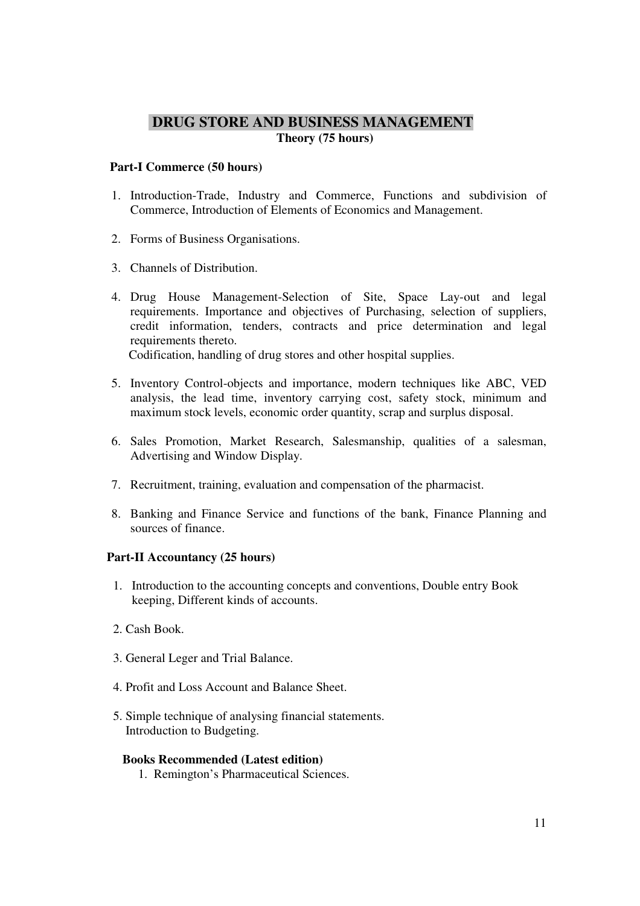# DRUG STORE AND BUSINESS MANAGEMENT

**Theory (75 hours)**

## Part-I Commerce (50 hours)

1. Introduction-Trade, Industry and Commerce, Functions and subdivision of Commerce, Introduction of Elements of Economics and Management.

2. Forms of Business Organisations.

3. Channels of Distribution.

4. Drug House Management-Selection of Site, Space Lay-out and legal requirements. Importance and objectives of Purchasing, selection of suppliers, credit information, tenders, contracts and price determination and legal requirements thereto.
   Codification, handling of drug stores and other hospital supplies.

5. Inventory Control-objects and importance, modern techniques like ABC, VED analysis, the lead time, inventory carrying cost, safety stock, minimum and maximum stock levels, economic order quantity, scrap and surplus disposal.

6. Sales Promotion, Market Research, Salesmanship, qualities of a salesman, Advertising and Window Display.

7. Recruitment, training, evaluation and compensation of the pharmacist.

8. Banking and Finance Service and functions of the bank, Finance Planning and sources of finance.

## Part-II Accountancy (25 hours)

1. Introduction to the accounting concepts and conventions, Double entry Book keeping, Different kinds of accounts.

2. Cash Book.

3. General Leger and Trial Balance.

4. Profit and Loss Account and Balance Sheet.

5. Simple technique of analysing financial statements.
   Introduction to Budgeting.

**Books Recommended (Latest edition)**

1. Remington's Pharmaceutical Sciences.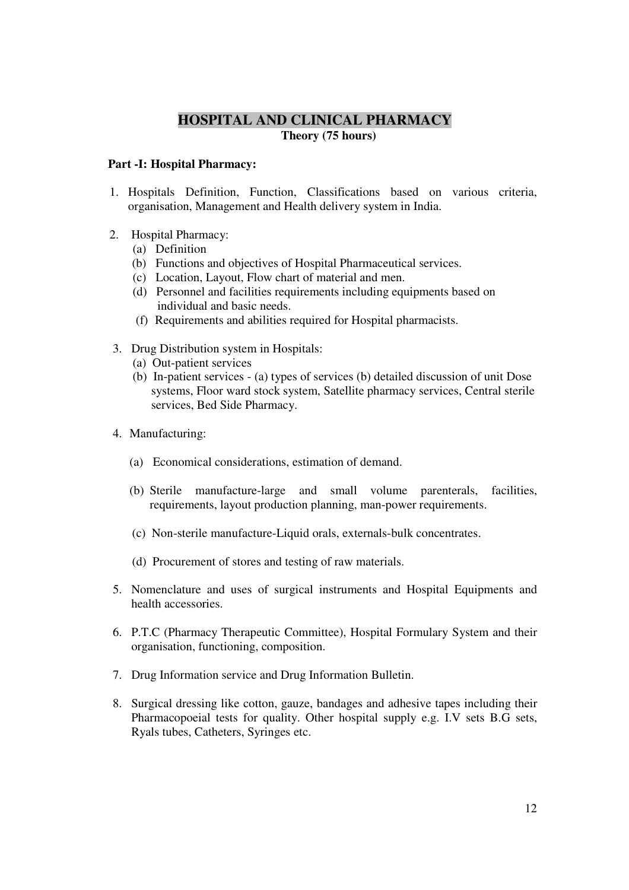# HOSPITAL AND CLINICAL PHARMACY

**Theory (75 hours)**

**Part -I: Hospital Pharmacy:**

1. Hospitals Definition, Function, Classifications based on various criteria, organisation, Management and Health delivery system in India.

2. Hospital Pharmacy:
   (a) Definition
   (b) Functions and objectives of Hospital Pharmaceutical services.
   (c) Location, Layout, Flow chart of material and men.
   (d) Personnel and facilities requirements including equipments based on individual and basic needs.
   (f) Requirements and abilities required for Hospital pharmacists.

3. Drug Distribution system in Hospitals:
   (a) Out-patient services
   (b) In-patient services - (a) types of services (b) detailed discussion of unit Dose systems, Floor ward stock system, Satellite pharmacy services, Central sterile services, Bed Side Pharmacy.

4. Manufacturing:
   (a) Economical considerations, estimation of demand.
   (b) Sterile manufacture-large and small volume parenterals, facilities, requirements, layout production planning, man-power requirements.
   (c) Non-sterile manufacture-Liquid orals, externals-bulk concentrates.
   (d) Procurement of stores and testing of raw materials.

5. Nomenclature and uses of surgical instruments and Hospital Equipments and health accessories.

6. P.T.C (Pharmacy Therapeutic Committee), Hospital Formulary System and their organisation, functioning, composition.

7. Drug Information service and Drug Information Bulletin.

8. Surgical dressing like cotton, gauze, bandages and adhesive tapes including their Pharmacopoeial tests for quality. Other hospital supply e.g. I.V sets B.G sets, Ryals tubes, Catheters, Syringes etc.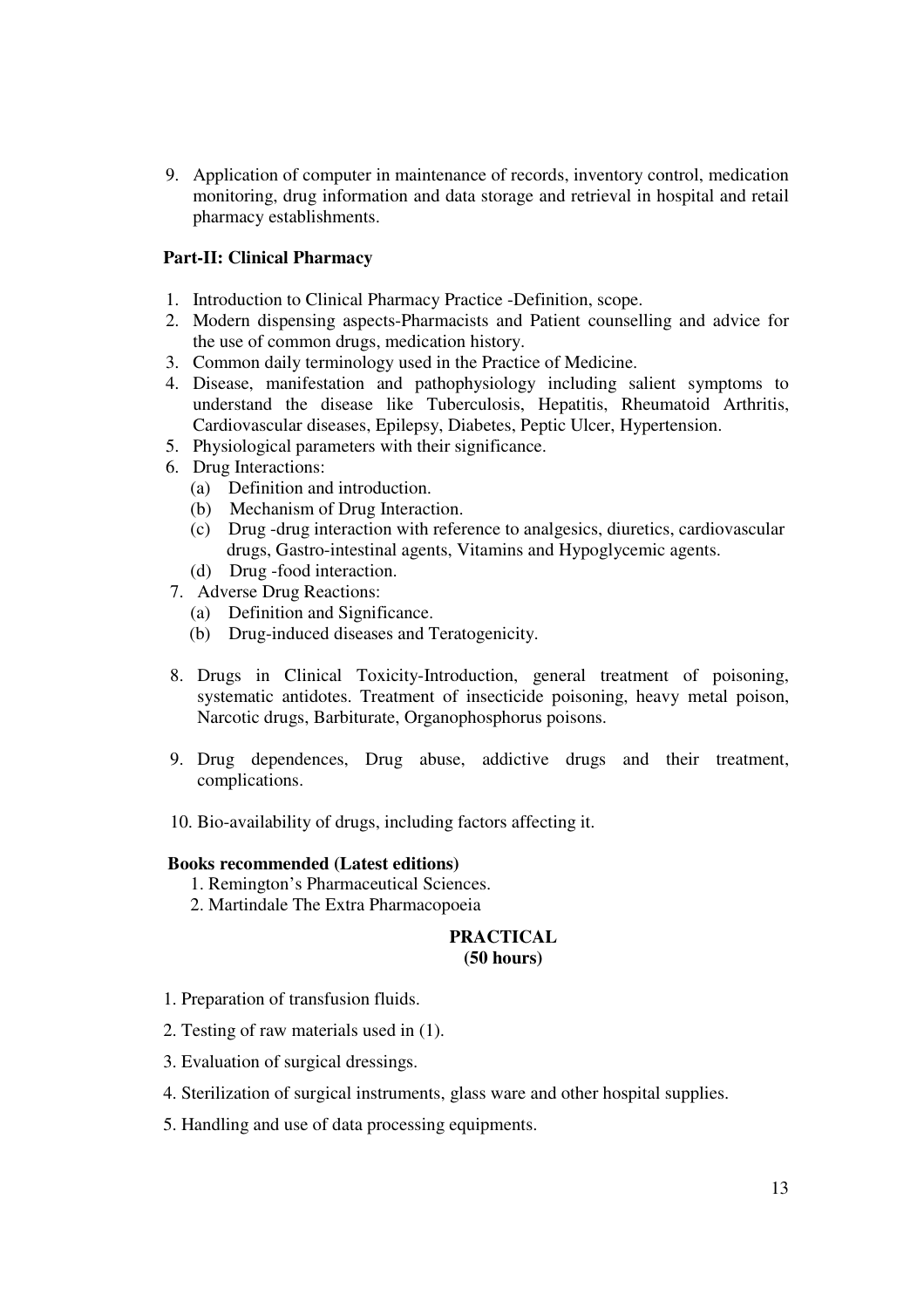9. Application of computer in maintenance of records, inventory control, medication monitoring, drug information and data storage and retrieval in hospital and retail pharmacy establishments.

**Part-II: Clinical Pharmacy**

1. Introduction to Clinical Pharmacy Practice -Definition, scope.
2. Modern dispensing aspects-Pharmacists and Patient counselling and advice for the use of common drugs, medication history.
3. Common daily terminology used in the Practice of Medicine.
4. Disease, manifestation and pathophysiology including salient symptoms to understand the disease like Tuberculosis, Hepatitis, Rheumatoid Arthritis, Cardiovascular diseases, Epilepsy, Diabetes, Peptic Ulcer, Hypertension.
5. Physiological parameters with their significance.
6. Drug Interactions:
   (a) Definition and introduction.
   (b) Mechanism of Drug Interaction.
   (c) Drug -drug interaction with reference to analgesics, diuretics, cardiovascular drugs, Gastro-intestinal agents, Vitamins and Hypoglycemic agents.
   (d) Drug -food interaction.
7. Adverse Drug Reactions:
   (a) Definition and Significance.
   (b) Drug-induced diseases and Teratogenicity.
8. Drugs in Clinical Toxicity-Introduction, general treatment of poisoning, systematic antidotes. Treatment of insecticide poisoning, heavy metal poison, Narcotic drugs, Barbiturate, Organophosphorus poisons.
9. Drug dependences, Drug abuse, addictive drugs and their treatment, complications.
10. Bio-availability of drugs, including factors affecting it.

**Books recommended (Latest editions)**

1. Remington's Pharmaceutical Sciences.
2. Martindale The Extra Pharmacopoeia

**PRACTICAL**
**(50 hours)**

1. Preparation of transfusion fluids.
2. Testing of raw materials used in (1).
3. Evaluation of surgical dressings.
4. Sterilization of surgical instruments, glass ware and other hospital supplies.
5. Handling and use of data processing equipments.